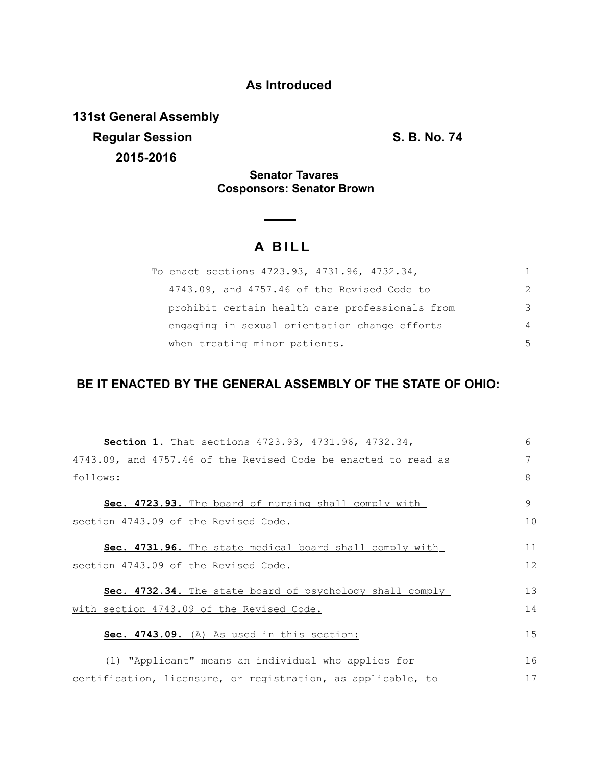**As Introduced**

**131st General Assembly**

**Regular Session** **S. B. No. 74**

**2015-2016**

**Senator Tavares**
**Cosponsors: Senator Brown**

# A BILL

To enact sections 4723.93, 4731.96, 4732.34, 4743.09, and 4757.46 of the Revised Code to prohibit certain health care professionals from engaging in sexual orientation change efforts when treating minor patients.

**BE IT ENACTED BY THE GENERAL ASSEMBLY OF THE STATE OF OHIO:**

**Section 1.** That sections 4723.93, 4731.96, 4732.34, 4743.09, and 4757.46 of the Revised Code be enacted to read as follows:

**Sec. 4723.93.** The board of nursing shall comply with section 4743.09 of the Revised Code.

**Sec. 4731.96.** The state medical board shall comply with section 4743.09 of the Revised Code.

**Sec. 4732.34.** The state board of psychology shall comply with section 4743.09 of the Revised Code.

**Sec. 4743.09.** (A) As used in this section:

(1) "Applicant" means an individual who applies for certification, licensure, or registration, as applicable, to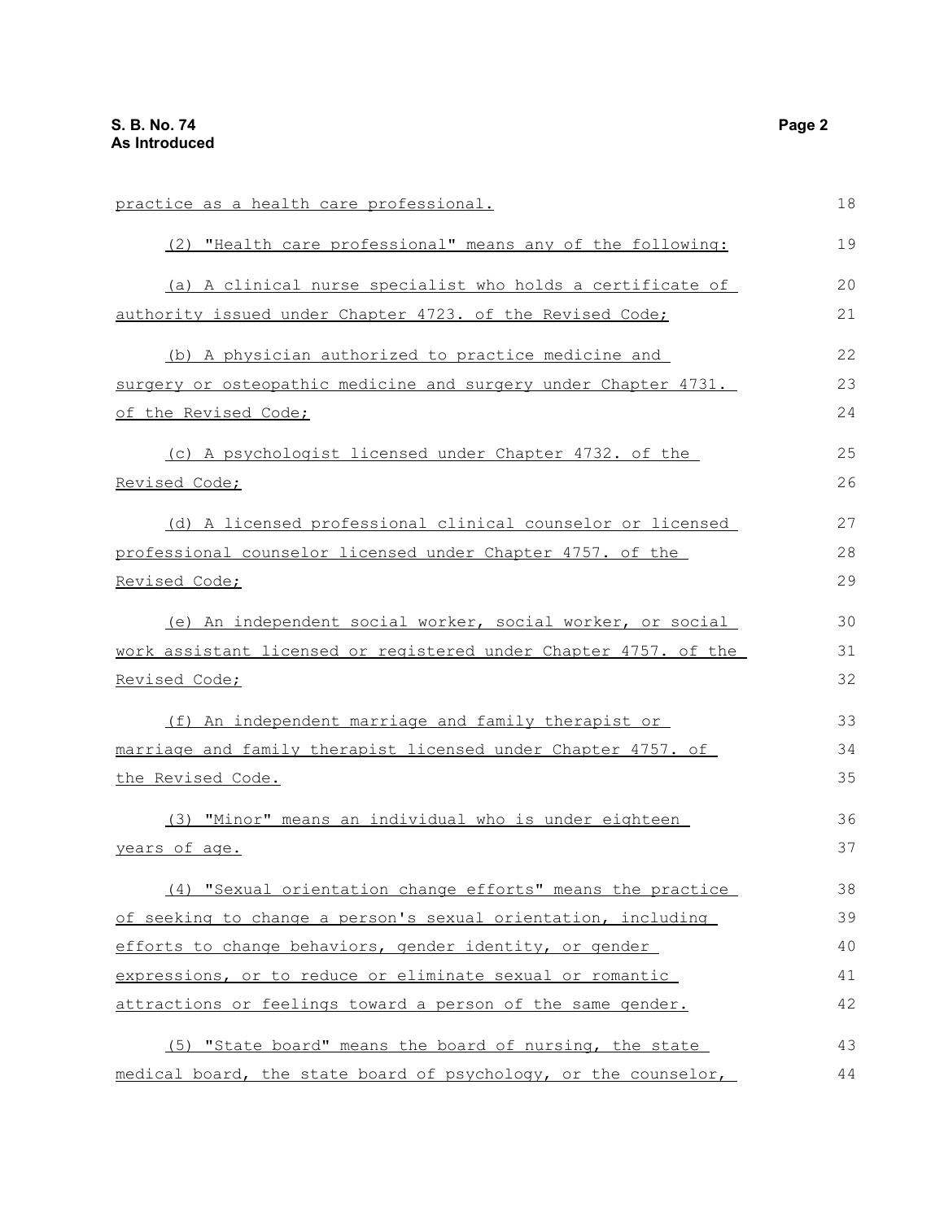practice as a health care professional.

(2) "Health care professional" means any of the following:

(a) A clinical nurse specialist who holds a certificate of authority issued under Chapter 4723. of the Revised Code;

(b) A physician authorized to practice medicine and surgery or osteopathic medicine and surgery under Chapter 4731. of the Revised Code;

(c) A psychologist licensed under Chapter 4732. of the Revised Code;

(d) A licensed professional clinical counselor or licensed professional counselor licensed under Chapter 4757. of the Revised Code;

(e) An independent social worker, social worker, or social work assistant licensed or registered under Chapter 4757. of the Revised Code;

(f) An independent marriage and family therapist or marriage and family therapist licensed under Chapter 4757. of the Revised Code.

(3) "Minor" means an individual who is under eighteen years of age.

(4) "Sexual orientation change efforts" means the practice of seeking to change a person's sexual orientation, including efforts to change behaviors, gender identity, or gender expressions, or to reduce or eliminate sexual or romantic attractions or feelings toward a person of the same gender.

(5) "State board" means the board of nursing, the state medical board, the state board of psychology, or the counselor,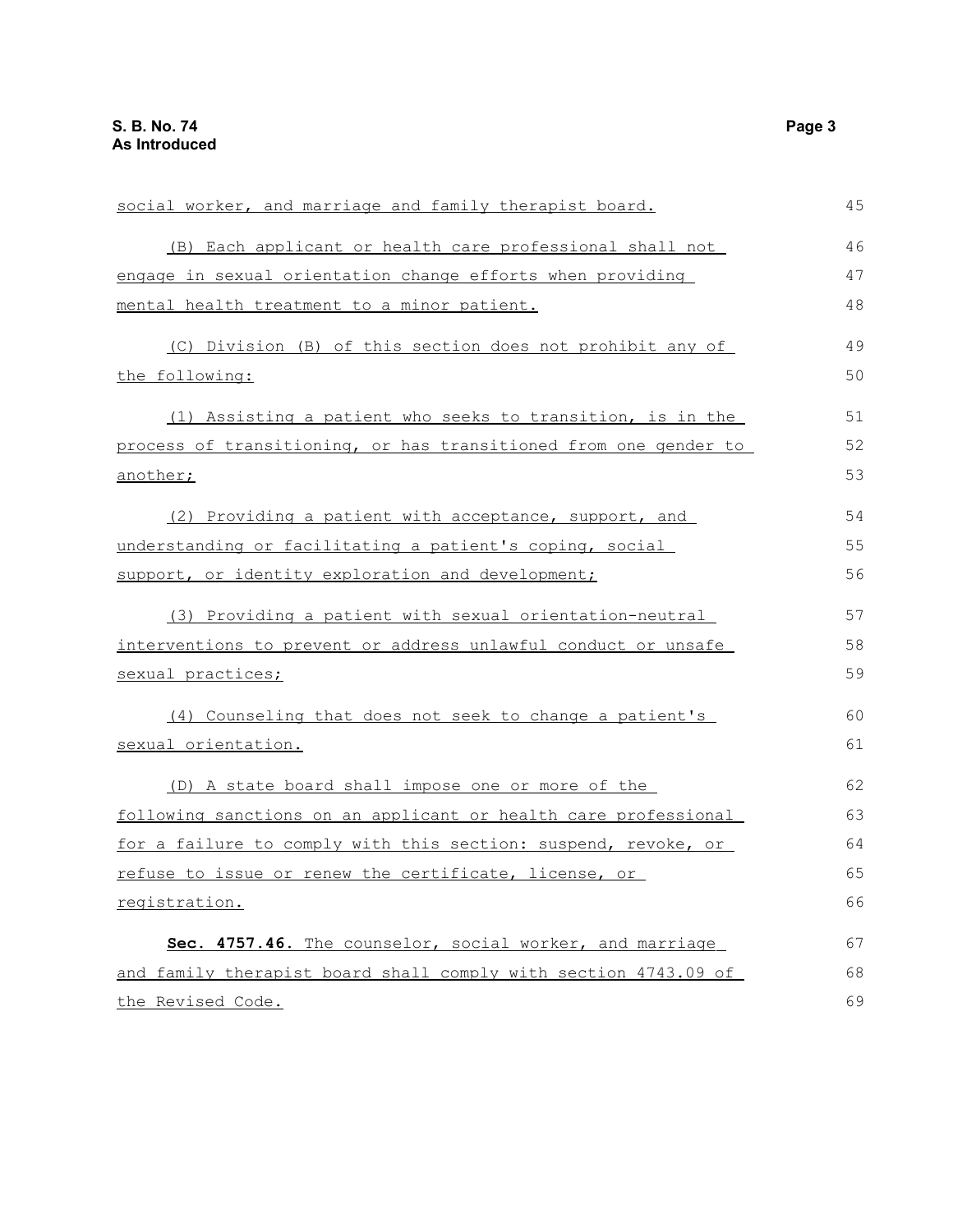social worker, and marriage and family therapist board.

(B) Each applicant or health care professional shall not engage in sexual orientation change efforts when providing mental health treatment to a minor patient.

(C) Division (B) of this section does not prohibit any of the following:

(1) Assisting a patient who seeks to transition, is in the process of transitioning, or has transitioned from one gender to another;

(2) Providing a patient with acceptance, support, and understanding or facilitating a patient's coping, social support, or identity exploration and development;

(3) Providing a patient with sexual orientation-neutral interventions to prevent or address unlawful conduct or unsafe sexual practices;

(4) Counseling that does not seek to change a patient's sexual orientation.

(D) A state board shall impose one or more of the following sanctions on an applicant or health care professional for a failure to comply with this section: suspend, revoke, or refuse to issue or renew the certificate, license, or registration.

**Sec. 4757.46.** The counselor, social worker, and marriage and family therapist board shall comply with section 4743.09 of the Revised Code.